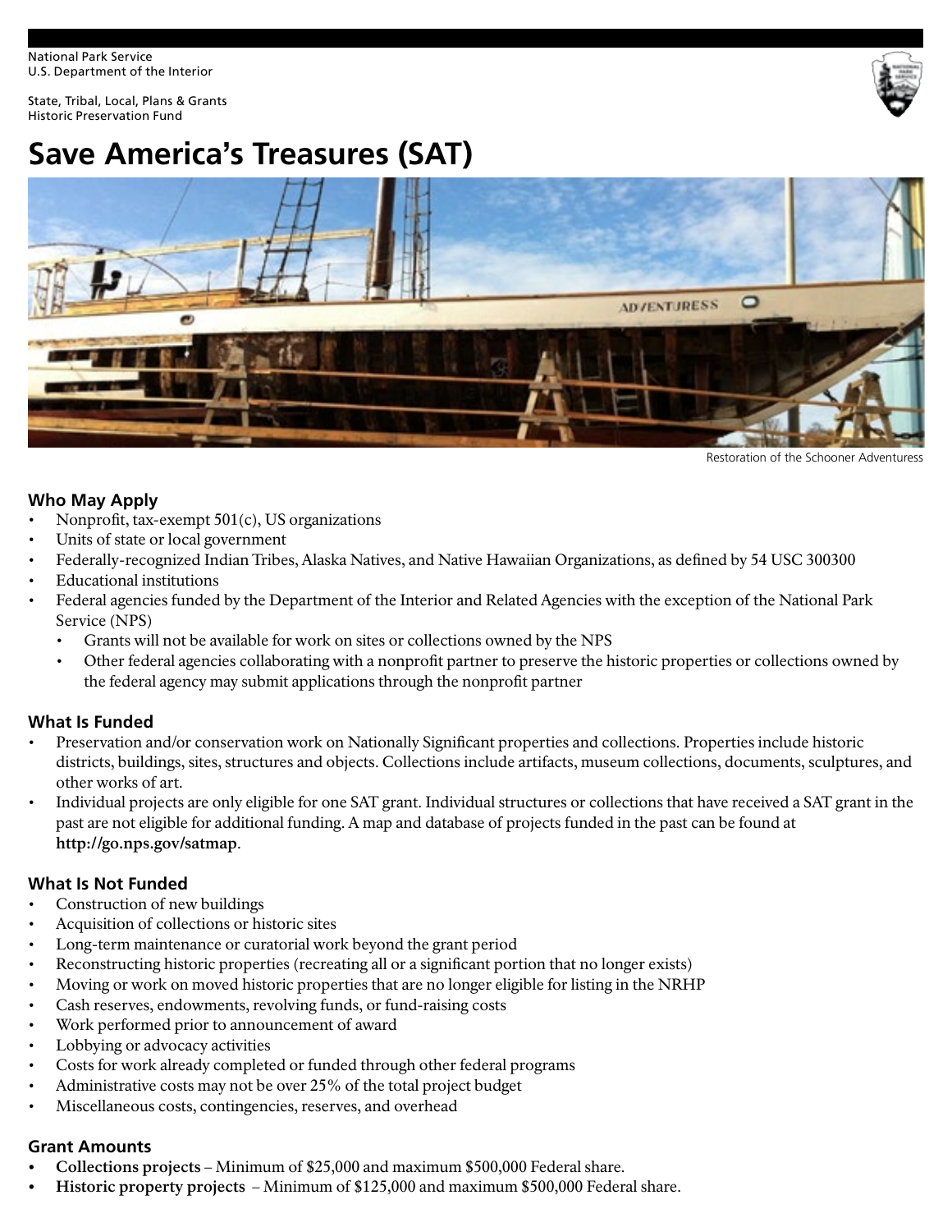National Park Service
U.S. Department of the Interior

State, Tribal, Local, Plans & Grants
Historic Preservation Fund

# Save America's Treasures (SAT)

Restoration of the Schooner Adventuress

### Who May Apply

- Nonprofit, tax-exempt 501(c), US organizations
- Units of state or local government
- Federally-recognized Indian Tribes, Alaska Natives, and Native Hawaiian Organizations, as defined by 54 USC 300300
- Educational institutions
- Federal agencies funded by the Department of the Interior and Related Agencies with the exception of the National Park Service (NPS)
  - Grants will not be available for work on sites or collections owned by the NPS
  - Other federal agencies collaborating with a nonprofit partner to preserve the historic properties or collections owned by the federal agency may submit applications through the nonprofit partner

### What Is Funded

- Preservation and/or conservation work on Nationally Significant properties and collections. Properties include historic districts, buildings, sites, structures and objects. Collections include artifacts, museum collections, documents, sculptures, and other works of art.
- Individual projects are only eligible for one SAT grant. Individual structures or collections that have received a SAT grant in the past are not eligible for additional funding. A map and database of projects funded in the past can be found at **http://go.nps.gov/satmap**.

### What Is Not Funded

- Construction of new buildings
- Acquisition of collections or historic sites
- Long-term maintenance or curatorial work beyond the grant period
- Reconstructing historic properties (recreating all or a significant portion that no longer exists)
- Moving or work on moved historic properties that are no longer eligible for listing in the NRHP
- Cash reserves, endowments, revolving funds, or fund-raising costs
- Work performed prior to announcement of award
- Lobbying or advocacy activities
- Costs for work already completed or funded through other federal programs
- Administrative costs may not be over 25% of the total project budget
- Miscellaneous costs, contingencies, reserves, and overhead

### Grant Amounts

- **Collections projects** – Minimum of $25,000 and maximum $500,000 Federal share.
- **Historic property projects** – Minimum of $125,000 and maximum $500,000 Federal share.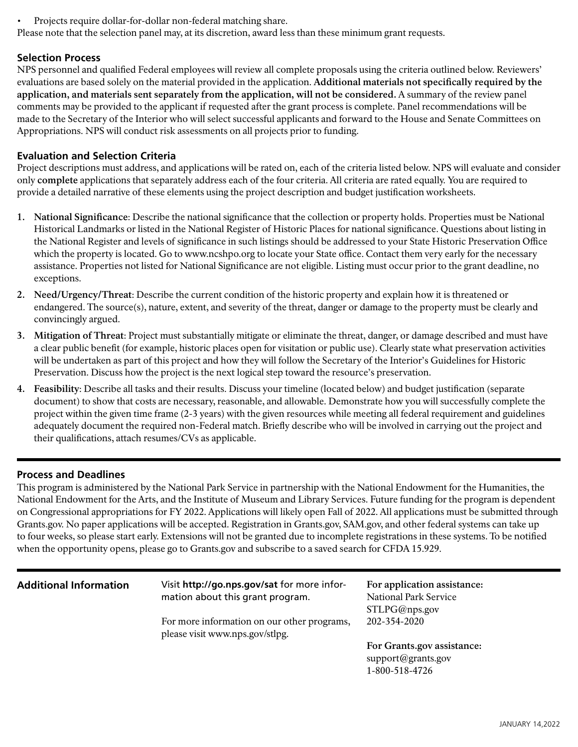- Projects require dollar-for-dollar non-federal matching share.

Please note that the selection panel may, at its discretion, award less than these minimum grant requests.

## Selection Process

NPS personnel and qualified Federal employees will review all complete proposals using the criteria outlined below. Reviewers' evaluations are based solely on the material provided in the application. **Additional materials not specifically required by the application, and materials sent separately from the application, will not be considered.** A summary of the review panel comments may be provided to the applicant if requested after the grant process is complete. Panel recommendations will be made to the Secretary of the Interior who will select successful applicants and forward to the House and Senate Committees on Appropriations. NPS will conduct risk assessments on all projects prior to funding.

## Evaluation and Selection Criteria

Project descriptions must address, and applications will be rated on, each of the criteria listed below. NPS will evaluate and consider only **complete** applications that separately address each of the four criteria. All criteria are rated equally. You are required to provide a detailed narrative of these elements using the project description and budget justification worksheets.

1. **National Significance**: Describe the national significance that the collection or property holds. Properties must be National Historical Landmarks or listed in the National Register of Historic Places for national significance. Questions about listing in the National Register and levels of significance in such listings should be addressed to your State Historic Preservation Office which the property is located. Go to www.ncshpo.org to locate your State office. Contact them very early for the necessary assistance. Properties not listed for National Significance are not eligible. Listing must occur prior to the grant deadline, no exceptions.
2. **Need/Urgency/Threat**: Describe the current condition of the historic property and explain how it is threatened or endangered. The source(s), nature, extent, and severity of the threat, danger or damage to the property must be clearly and convincingly argued.
3. **Mitigation of Threat**: Project must substantially mitigate or eliminate the threat, danger, or damage described and must have a clear public benefit (for example, historic places open for visitation or public use). Clearly state what preservation activities will be undertaken as part of this project and how they will follow the Secretary of the Interior's Guidelines for Historic Preservation. Discuss how the project is the next logical step toward the resource's preservation.
4. **Feasibility**: Describe all tasks and their results. Discuss your timeline (located below) and budget justification (separate document) to show that costs are necessary, reasonable, and allowable. Demonstrate how you will successfully complete the project within the given time frame (2-3 years) with the given resources while meeting all federal requirement and guidelines adequately document the required non-Federal match. Briefly describe who will be involved in carrying out the project and their qualifications, attach resumes/CVs as applicable.

## Process and Deadlines

This program is administered by the National Park Service in partnership with the National Endowment for the Humanities, the National Endowment for the Arts, and the Institute of Museum and Library Services. Future funding for the program is dependent on Congressional appropriations for FY 2022. Applications will likely open Fall of 2022. All applications must be submitted through Grants.gov. No paper applications will be accepted. Registration in Grants.gov, SAM.gov, and other federal systems can take up to four weeks, so please start early. Extensions will not be granted due to incomplete registrations in these systems. To be notified when the opportunity opens, please go to Grants.gov and subscribe to a saved search for CFDA 15.929.

## Additional Information

Visit **http://go.nps.gov/sat** for more information about this grant program.

For more information on our other programs, please visit www.nps.gov/stlpg.

**For application assistance:**
National Park Service
STLPG@nps.gov
202-354-2020

**For Grants.gov assistance:**
support@grants.gov
1-800-518-4726

JANUARY 14,2022